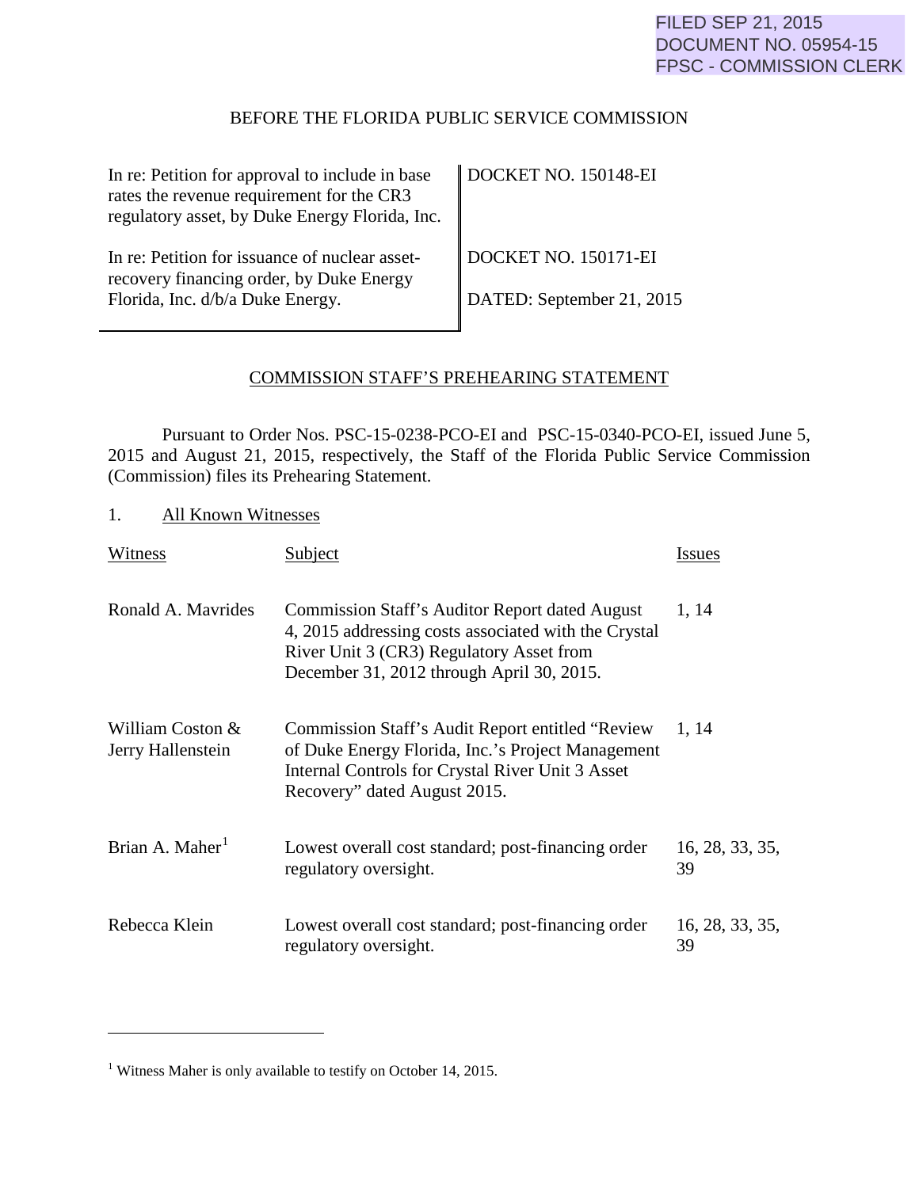FILED SEP 21, 2015
DOCUMENT NO. 05954-15
FPSC - COMMISSION CLERK

BEFORE THE FLORIDA PUBLIC SERVICE COMMISSION

| | |
|---|---|
| In re: Petition for approval to include in base rates the revenue requirement for the CR3 regulatory asset, by Duke Energy Florida, Inc. | DOCKET NO. 150148-EI |
| In re: Petition for issuance of nuclear asset-recovery financing order, by Duke Energy Florida, Inc. d/b/a Duke Energy. | DOCKET NO. 150171-EI<br><br>DATED: September 21, 2015 |

## COMMISSION STAFF'S PREHEARING STATEMENT

Pursuant to Order Nos. PSC-15-0238-PCO-EI and PSC-15-0340-PCO-EI, issued June 5, 2015 and August 21, 2015, respectively, the Staff of the Florida Public Service Commission (Commission) files its Prehearing Statement.

1. All Known Witnesses

| Witness | Subject | Issues |
|---|---|---|
| Ronald A. Mavrides | Commission Staff's Auditor Report dated August 4, 2015 addressing costs associated with the Crystal River Unit 3 (CR3) Regulatory Asset from December 31, 2012 through April 30, 2015. | 1, 14 |
| William Coston & Jerry Hallenstein | Commission Staff's Audit Report entitled "Review of Duke Energy Florida, Inc.'s Project Management Internal Controls for Crystal River Unit 3 Asset Recovery" dated August 2015. | 1, 14 |
| Brian A. Maher[1] | Lowest overall cost standard; post-financing order regulatory oversight. | 16, 28, 33, 35, 39 |
| Rebecca Klein | Lowest overall cost standard; post-financing order regulatory oversight. | 16, 28, 33, 35, 39 |

[1] Witness Maher is only available to testify on October 14, 2015.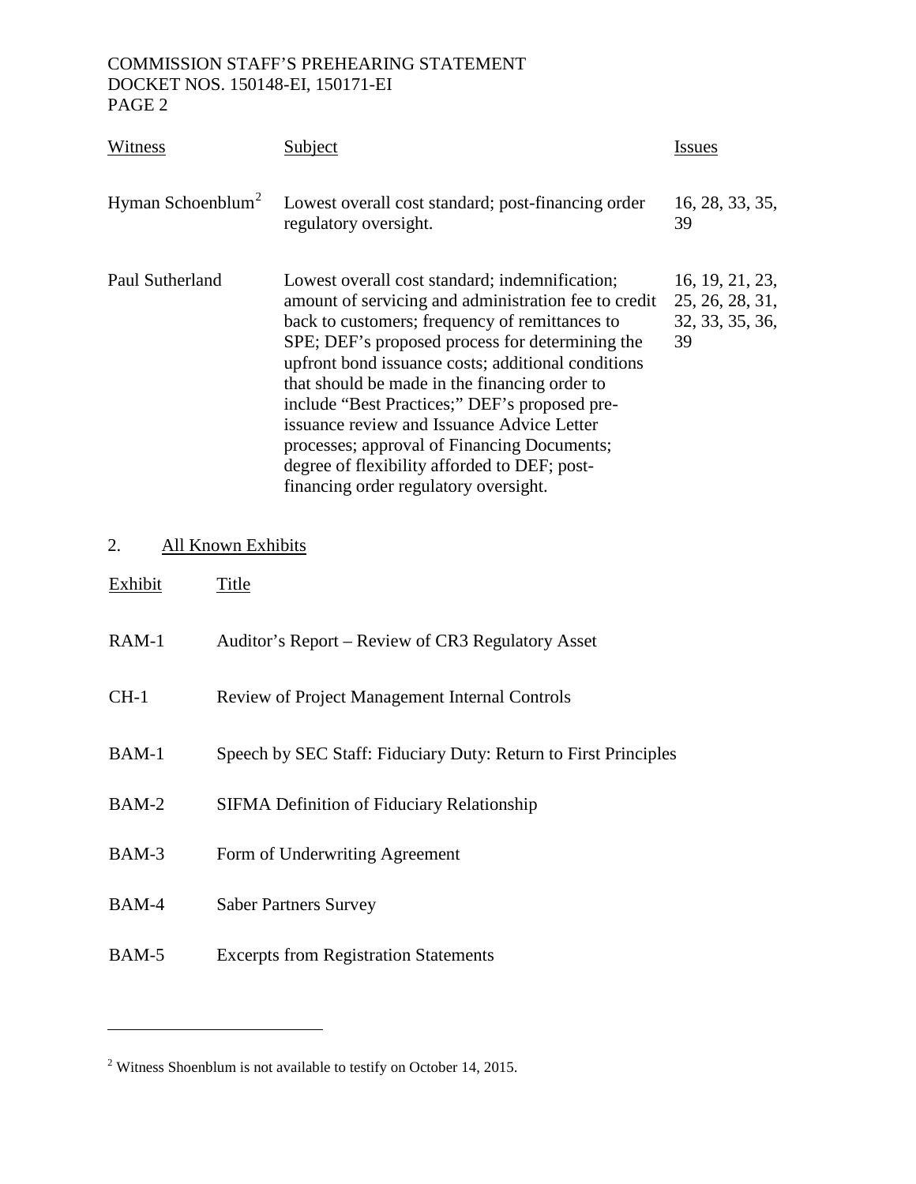| Witness | Subject | Issues |
| --- | --- | --- |
| Hyman Schoenblum[2] | Lowest overall cost standard; post-financing order regulatory oversight. | 16, 28, 33, 35, 39 |
| Paul Sutherland | Lowest overall cost standard; indemnification; amount of servicing and administration fee to credit back to customers; frequency of remittances to SPE; DEF's proposed process for determining the upfront bond issuance costs; additional conditions that should be made in the financing order to include "Best Practices;" DEF's proposed pre-issuance review and Issuance Advice Letter processes; approval of Financing Documents; degree of flexibility afforded to DEF; post-financing order regulatory oversight. | 16, 19, 21, 23, 25, 26, 28, 31, 32, 33, 35, 36, 39 |

2. All Known Exhibits

| Exhibit | Title |
| --- | --- |
| RAM-1 | Auditor's Report – Review of CR3 Regulatory Asset |
| CH-1 | Review of Project Management Internal Controls |
| BAM-1 | Speech by SEC Staff: Fiduciary Duty: Return to First Principles |
| BAM-2 | SIFMA Definition of Fiduciary Relationship |
| BAM-3 | Form of Underwriting Agreement |
| BAM-4 | Saber Partners Survey |
| BAM-5 | Excerpts from Registration Statements |

---

[2] Witness Shoenblum is not available to testify on October 14, 2015.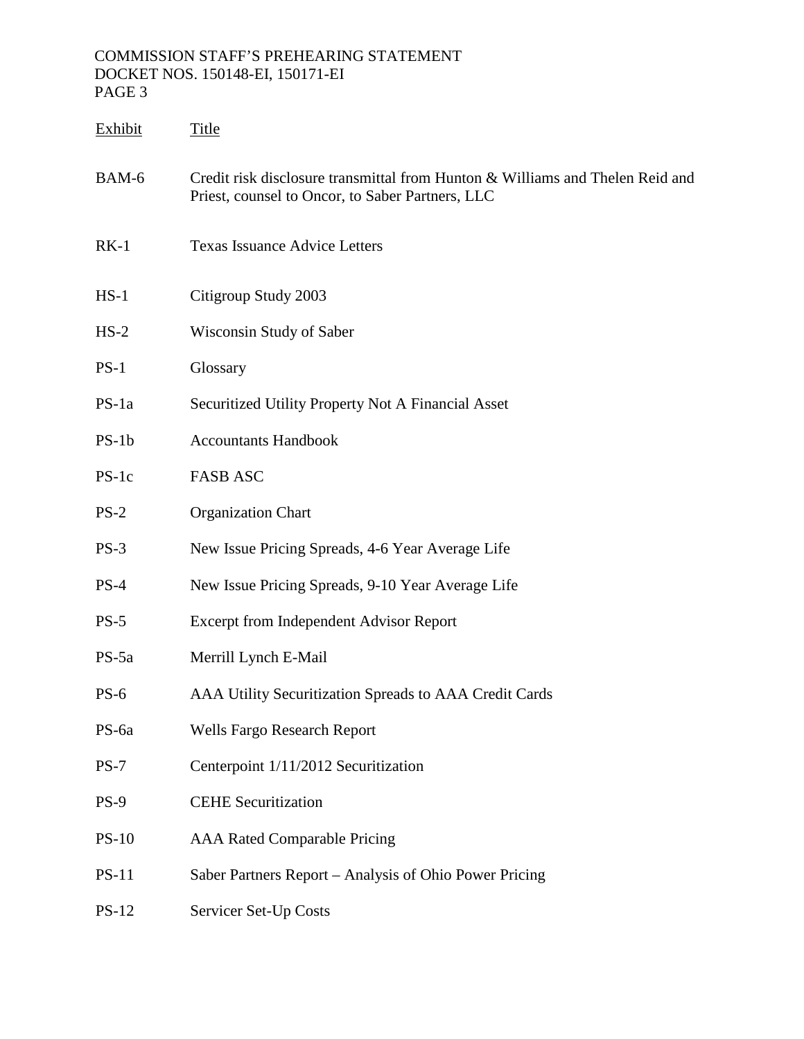| Exhibit | Title |
|---|---|
| BAM-6 | Credit risk disclosure transmittal from Hunton & Williams and Thelen Reid and Priest, counsel to Oncor, to Saber Partners, LLC |
| RK-1 | Texas Issuance Advice Letters |
| HS-1 | Citigroup Study 2003 |
| HS-2 | Wisconsin Study of Saber |
| PS-1 | Glossary |
| PS-1a | Securitized Utility Property Not A Financial Asset |
| PS-1b | Accountants Handbook |
| PS-1c | FASB ASC |
| PS-2 | Organization Chart |
| PS-3 | New Issue Pricing Spreads, 4-6 Year Average Life |
| PS-4 | New Issue Pricing Spreads, 9-10 Year Average Life |
| PS-5 | Excerpt from Independent Advisor Report |
| PS-5a | Merrill Lynch E-Mail |
| PS-6 | AAA Utility Securitization Spreads to AAA Credit Cards |
| PS-6a | Wells Fargo Research Report |
| PS-7 | Centerpoint 1/11/2012 Securitization |
| PS-9 | CEHE Securitization |
| PS-10 | AAA Rated Comparable Pricing |
| PS-11 | Saber Partners Report – Analysis of Ohio Power Pricing |
| PS-12 | Servicer Set-Up Costs |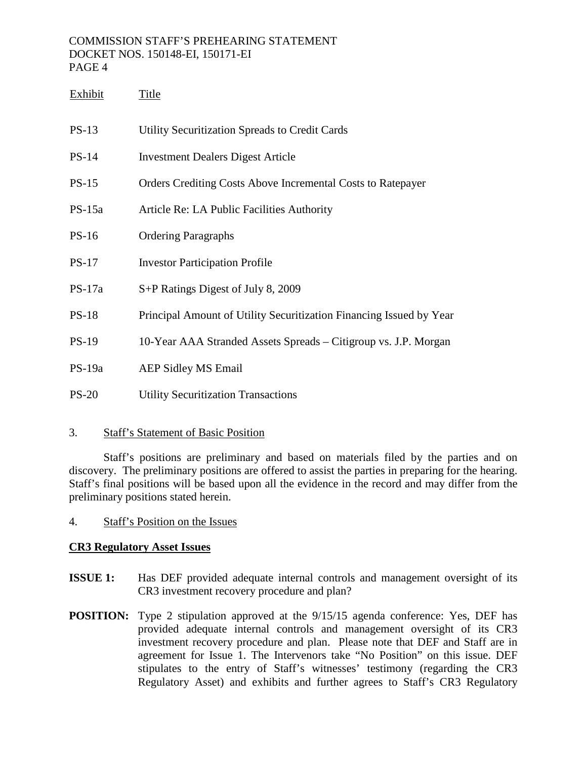| Exhibit | Title |
|---|---|
| PS-13 | Utility Securitization Spreads to Credit Cards |
| PS-14 | Investment Dealers Digest Article |
| PS-15 | Orders Crediting Costs Above Incremental Costs to Ratepayer |
| PS-15a | Article Re: LA Public Facilities Authority |
| PS-16 | Ordering Paragraphs |
| PS-17 | Investor Participation Profile |
| PS-17a | S+P Ratings Digest of July 8, 2009 |
| PS-18 | Principal Amount of Utility Securitization Financing Issued by Year |
| PS-19 | 10-Year AAA Stranded Assets Spreads – Citigroup vs. J.P. Morgan |
| PS-19a | AEP Sidley MS Email |
| PS-20 | Utility Securitization Transactions |

3. Staff's Statement of Basic Position

Staff's positions are preliminary and based on materials filed by the parties and on discovery. The preliminary positions are offered to assist the parties in preparing for the hearing. Staff's final positions will be based upon all the evidence in the record and may differ from the preliminary positions stated herein.

4. Staff's Position on the Issues

**CR3 Regulatory Asset Issues**

**ISSUE 1:** Has DEF provided adequate internal controls and management oversight of its CR3 investment recovery procedure and plan?

**POSITION:** Type 2 stipulation approved at the 9/15/15 agenda conference: Yes, DEF has provided adequate internal controls and management oversight of its CR3 investment recovery procedure and plan. Please note that DEF and Staff are in agreement for Issue 1. The Intervenors take "No Position" on this issue. DEF stipulates to the entry of Staff's witnesses' testimony (regarding the CR3 Regulatory Asset) and exhibits and further agrees to Staff's CR3 Regulatory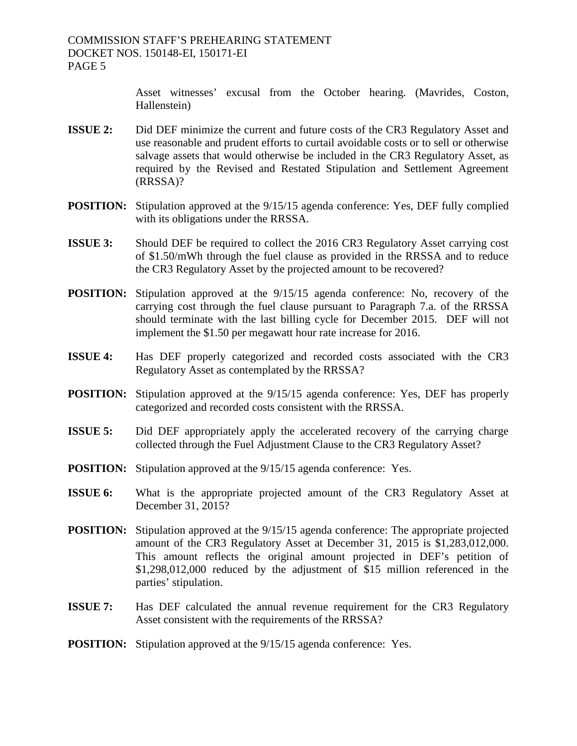Asset witnesses' excusal from the October hearing. (Mavrides, Coston, Hallenstein)

**ISSUE 2:** Did DEF minimize the current and future costs of the CR3 Regulatory Asset and use reasonable and prudent efforts to curtail avoidable costs or to sell or otherwise salvage assets that would otherwise be included in the CR3 Regulatory Asset, as required by the Revised and Restated Stipulation and Settlement Agreement (RRSSA)?

**POSITION:** Stipulation approved at the 9/15/15 agenda conference: Yes, DEF fully complied with its obligations under the RRSSA.

**ISSUE 3:** Should DEF be required to collect the 2016 CR3 Regulatory Asset carrying cost of \$1.50/mWh through the fuel clause as provided in the RRSSA and to reduce the CR3 Regulatory Asset by the projected amount to be recovered?

**POSITION:** Stipulation approved at the 9/15/15 agenda conference: No, recovery of the carrying cost through the fuel clause pursuant to Paragraph 7.a. of the RRSSA should terminate with the last billing cycle for December 2015. DEF will not implement the \$1.50 per megawatt hour rate increase for 2016.

**ISSUE 4:** Has DEF properly categorized and recorded costs associated with the CR3 Regulatory Asset as contemplated by the RRSSA?

**POSITION:** Stipulation approved at the 9/15/15 agenda conference: Yes, DEF has properly categorized and recorded costs consistent with the RRSSA.

**ISSUE 5:** Did DEF appropriately apply the accelerated recovery of the carrying charge collected through the Fuel Adjustment Clause to the CR3 Regulatory Asset?

**POSITION:** Stipulation approved at the 9/15/15 agenda conference: Yes.

**ISSUE 6:** What is the appropriate projected amount of the CR3 Regulatory Asset at December 31, 2015?

**POSITION:** Stipulation approved at the 9/15/15 agenda conference: The appropriate projected amount of the CR3 Regulatory Asset at December 31, 2015 is \$1,283,012,000. This amount reflects the original amount projected in DEF's petition of \$1,298,012,000 reduced by the adjustment of \$15 million referenced in the parties' stipulation.

**ISSUE 7:** Has DEF calculated the annual revenue requirement for the CR3 Regulatory Asset consistent with the requirements of the RRSSA?

**POSITION:** Stipulation approved at the 9/15/15 agenda conference: Yes.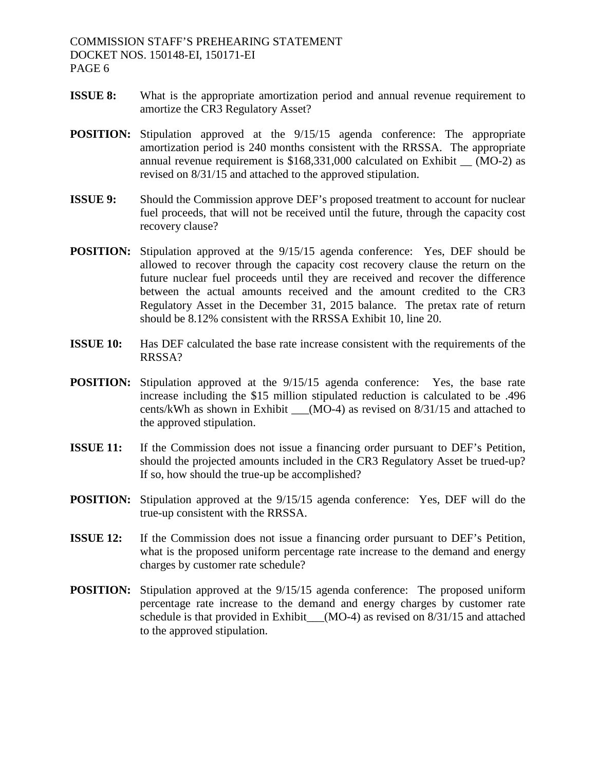**ISSUE 8:** What is the appropriate amortization period and annual revenue requirement to amortize the CR3 Regulatory Asset?

**POSITION:** Stipulation approved at the 9/15/15 agenda conference: The appropriate amortization period is 240 months consistent with the RRSSA. The appropriate annual revenue requirement is $168,331,000 calculated on Exhibit __ (MO-2) as revised on 8/31/15 and attached to the approved stipulation.

**ISSUE 9:** Should the Commission approve DEF's proposed treatment to account for nuclear fuel proceeds, that will not be received until the future, through the capacity cost recovery clause?

**POSITION:** Stipulation approved at the 9/15/15 agenda conference: Yes, DEF should be allowed to recover through the capacity cost recovery clause the return on the future nuclear fuel proceeds until they are received and recover the difference between the actual amounts received and the amount credited to the CR3 Regulatory Asset in the December 31, 2015 balance. The pretax rate of return should be 8.12% consistent with the RRSSA Exhibit 10, line 20.

**ISSUE 10:** Has DEF calculated the base rate increase consistent with the requirements of the RRSSA?

**POSITION:** Stipulation approved at the 9/15/15 agenda conference: Yes, the base rate increase including the $15 million stipulated reduction is calculated to be .496 cents/kWh as shown in Exhibit ___(MO-4) as revised on 8/31/15 and attached to the approved stipulation.

**ISSUE 11:** If the Commission does not issue a financing order pursuant to DEF's Petition, should the projected amounts included in the CR3 Regulatory Asset be trued-up? If so, how should the true-up be accomplished?

**POSITION:** Stipulation approved at the 9/15/15 agenda conference: Yes, DEF will do the true-up consistent with the RRSSA.

**ISSUE 12:** If the Commission does not issue a financing order pursuant to DEF's Petition, what is the proposed uniform percentage rate increase to the demand and energy charges by customer rate schedule?

**POSITION:** Stipulation approved at the 9/15/15 agenda conference: The proposed uniform percentage rate increase to the demand and energy charges by customer rate schedule is that provided in Exhibit___(MO-4) as revised on 8/31/15 and attached to the approved stipulation.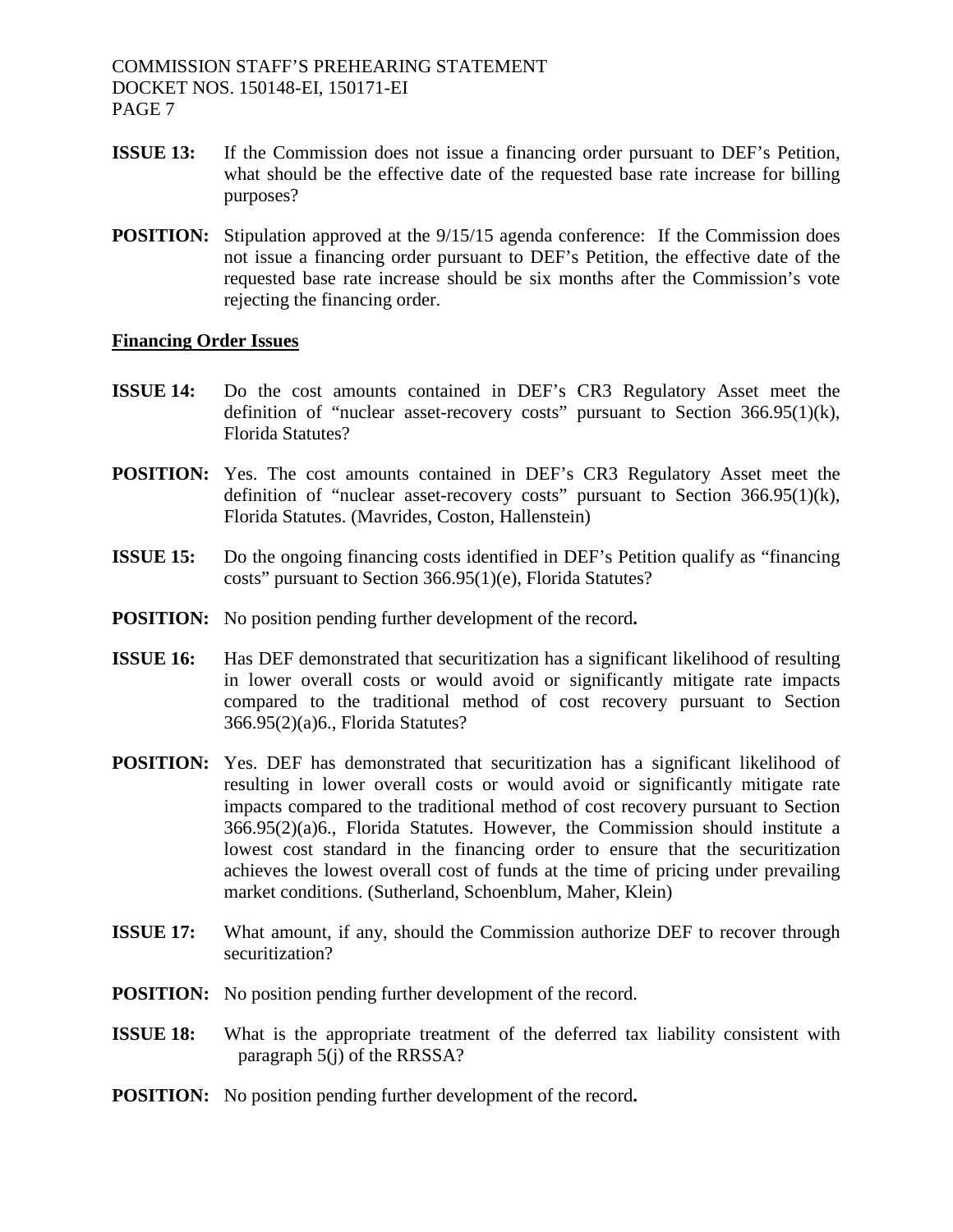**ISSUE 13:** If the Commission does not issue a financing order pursuant to DEF's Petition, what should be the effective date of the requested base rate increase for billing purposes?

**POSITION:** Stipulation approved at the 9/15/15 agenda conference: If the Commission does not issue a financing order pursuant to DEF's Petition, the effective date of the requested base rate increase should be six months after the Commission's vote rejecting the financing order.

**Financing Order Issues**

**ISSUE 14:** Do the cost amounts contained in DEF's CR3 Regulatory Asset meet the definition of "nuclear asset-recovery costs" pursuant to Section 366.95(1)(k), Florida Statutes?

**POSITION:** Yes. The cost amounts contained in DEF's CR3 Regulatory Asset meet the definition of "nuclear asset-recovery costs" pursuant to Section 366.95(1)(k), Florida Statutes. (Mavrides, Coston, Hallenstein)

**ISSUE 15:** Do the ongoing financing costs identified in DEF's Petition qualify as "financing costs" pursuant to Section 366.95(1)(e), Florida Statutes?

**POSITION:** No position pending further development of the record**.**

**ISSUE 16:** Has DEF demonstrated that securitization has a significant likelihood of resulting in lower overall costs or would avoid or significantly mitigate rate impacts compared to the traditional method of cost recovery pursuant to Section 366.95(2)(a)6., Florida Statutes?

**POSITION:** Yes. DEF has demonstrated that securitization has a significant likelihood of resulting in lower overall costs or would avoid or significantly mitigate rate impacts compared to the traditional method of cost recovery pursuant to Section 366.95(2)(a)6., Florida Statutes. However, the Commission should institute a lowest cost standard in the financing order to ensure that the securitization achieves the lowest overall cost of funds at the time of pricing under prevailing market conditions. (Sutherland, Schoenblum, Maher, Klein)

**ISSUE 17:** What amount, if any, should the Commission authorize DEF to recover through securitization?

**POSITION:** No position pending further development of the record.

**ISSUE 18:** What is the appropriate treatment of the deferred tax liability consistent with paragraph 5(j) of the RRSSA?

**POSITION:** No position pending further development of the record**.**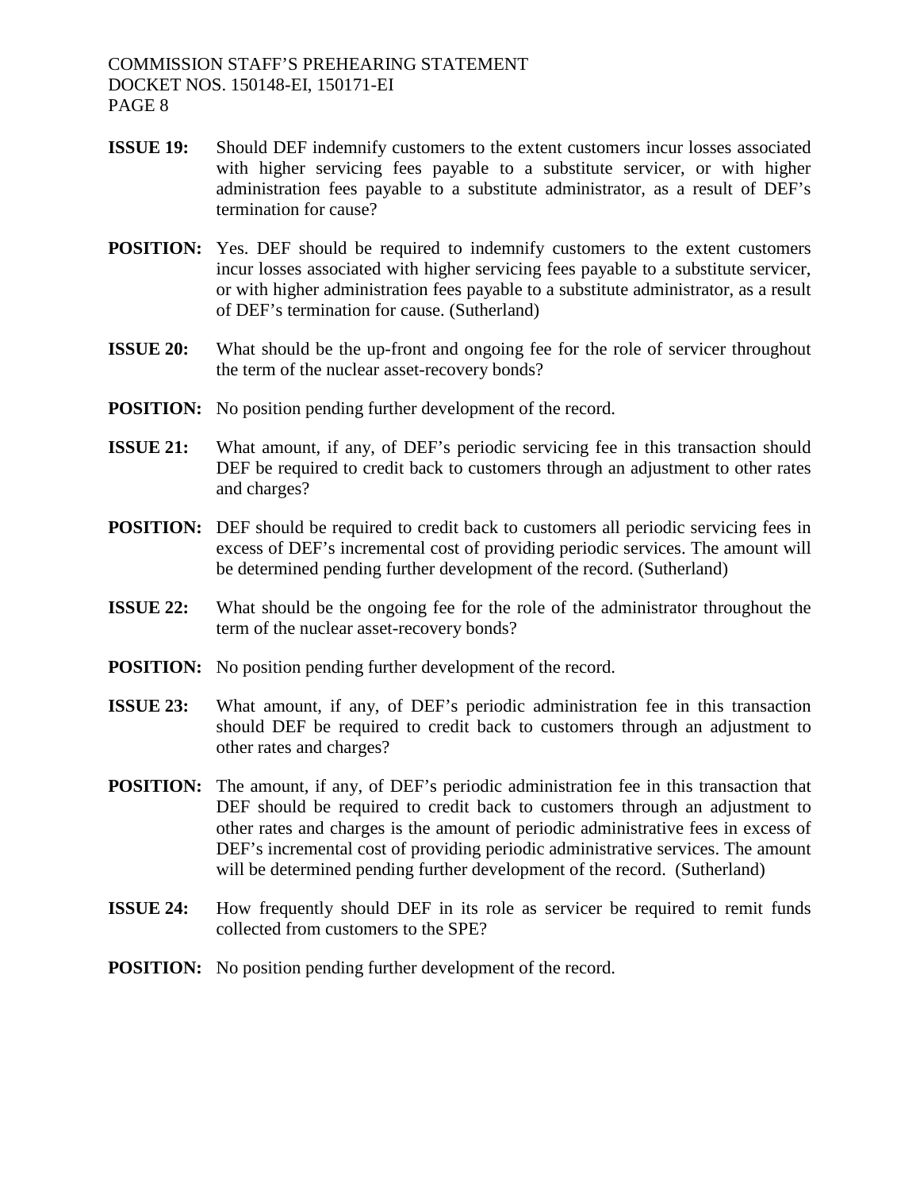**ISSUE 19:** Should DEF indemnify customers to the extent customers incur losses associated with higher servicing fees payable to a substitute servicer, or with higher administration fees payable to a substitute administrator, as a result of DEF's termination for cause?

**POSITION:** Yes. DEF should be required to indemnify customers to the extent customers incur losses associated with higher servicing fees payable to a substitute servicer, or with higher administration fees payable to a substitute administrator, as a result of DEF's termination for cause. (Sutherland)

**ISSUE 20:** What should be the up-front and ongoing fee for the role of servicer throughout the term of the nuclear asset-recovery bonds?

**POSITION:** No position pending further development of the record.

**ISSUE 21:** What amount, if any, of DEF's periodic servicing fee in this transaction should DEF be required to credit back to customers through an adjustment to other rates and charges?

**POSITION:** DEF should be required to credit back to customers all periodic servicing fees in excess of DEF's incremental cost of providing periodic services. The amount will be determined pending further development of the record. (Sutherland)

**ISSUE 22:** What should be the ongoing fee for the role of the administrator throughout the term of the nuclear asset-recovery bonds?

**POSITION:** No position pending further development of the record.

**ISSUE 23:** What amount, if any, of DEF's periodic administration fee in this transaction should DEF be required to credit back to customers through an adjustment to other rates and charges?

**POSITION:** The amount, if any, of DEF's periodic administration fee in this transaction that DEF should be required to credit back to customers through an adjustment to other rates and charges is the amount of periodic administrative fees in excess of DEF's incremental cost of providing periodic administrative services. The amount will be determined pending further development of the record. (Sutherland)

**ISSUE 24:** How frequently should DEF in its role as servicer be required to remit funds collected from customers to the SPE?

**POSITION:** No position pending further development of the record.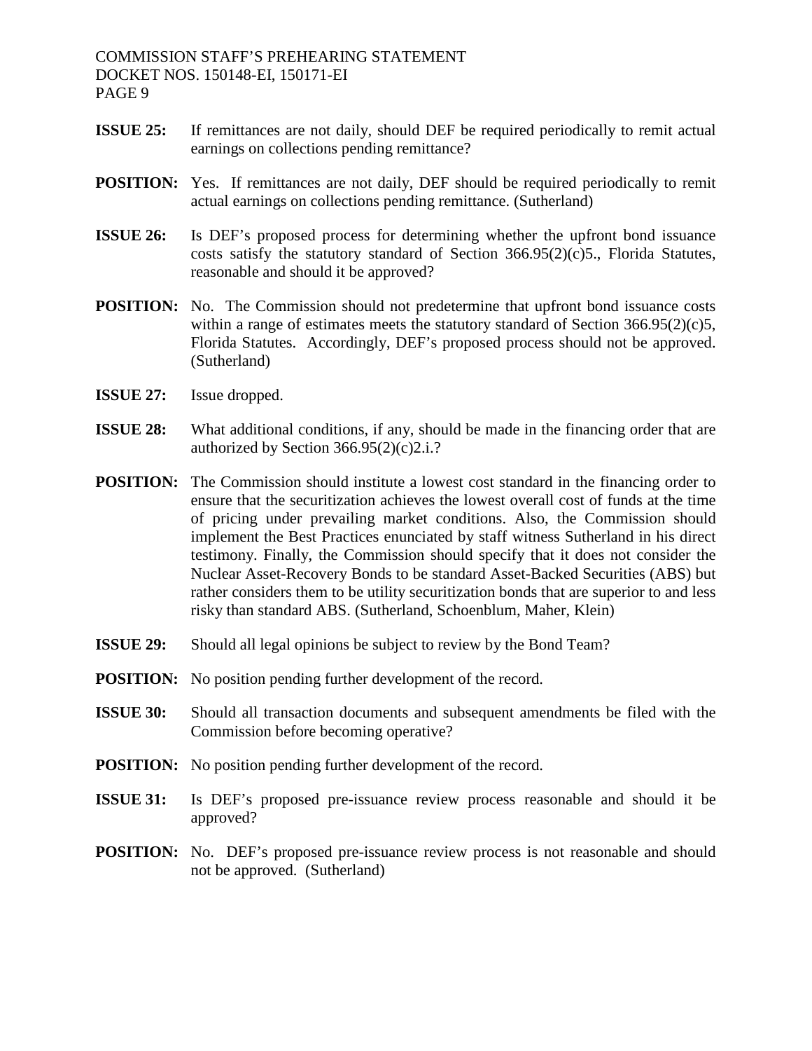**ISSUE 25:** If remittances are not daily, should DEF be required periodically to remit actual earnings on collections pending remittance?

**POSITION:** Yes. If remittances are not daily, DEF should be required periodically to remit actual earnings on collections pending remittance. (Sutherland)

**ISSUE 26:** Is DEF's proposed process for determining whether the upfront bond issuance costs satisfy the statutory standard of Section 366.95(2)(c)5., Florida Statutes, reasonable and should it be approved?

**POSITION:** No. The Commission should not predetermine that upfront bond issuance costs within a range of estimates meets the statutory standard of Section 366.95(2)(c)5, Florida Statutes. Accordingly, DEF's proposed process should not be approved. (Sutherland)

**ISSUE 27:** Issue dropped.

**ISSUE 28:** What additional conditions, if any, should be made in the financing order that are authorized by Section 366.95(2)(c)2.i.?

**POSITION:** The Commission should institute a lowest cost standard in the financing order to ensure that the securitization achieves the lowest overall cost of funds at the time of pricing under prevailing market conditions. Also, the Commission should implement the Best Practices enunciated by staff witness Sutherland in his direct testimony. Finally, the Commission should specify that it does not consider the Nuclear Asset-Recovery Bonds to be standard Asset-Backed Securities (ABS) but rather considers them to be utility securitization bonds that are superior to and less risky than standard ABS. (Sutherland, Schoenblum, Maher, Klein)

**ISSUE 29:** Should all legal opinions be subject to review by the Bond Team?

**POSITION:** No position pending further development of the record.

**ISSUE 30:** Should all transaction documents and subsequent amendments be filed with the Commission before becoming operative?

**POSITION:** No position pending further development of the record.

**ISSUE 31:** Is DEF's proposed pre-issuance review process reasonable and should it be approved?

**POSITION:** No. DEF's proposed pre-issuance review process is not reasonable and should not be approved. (Sutherland)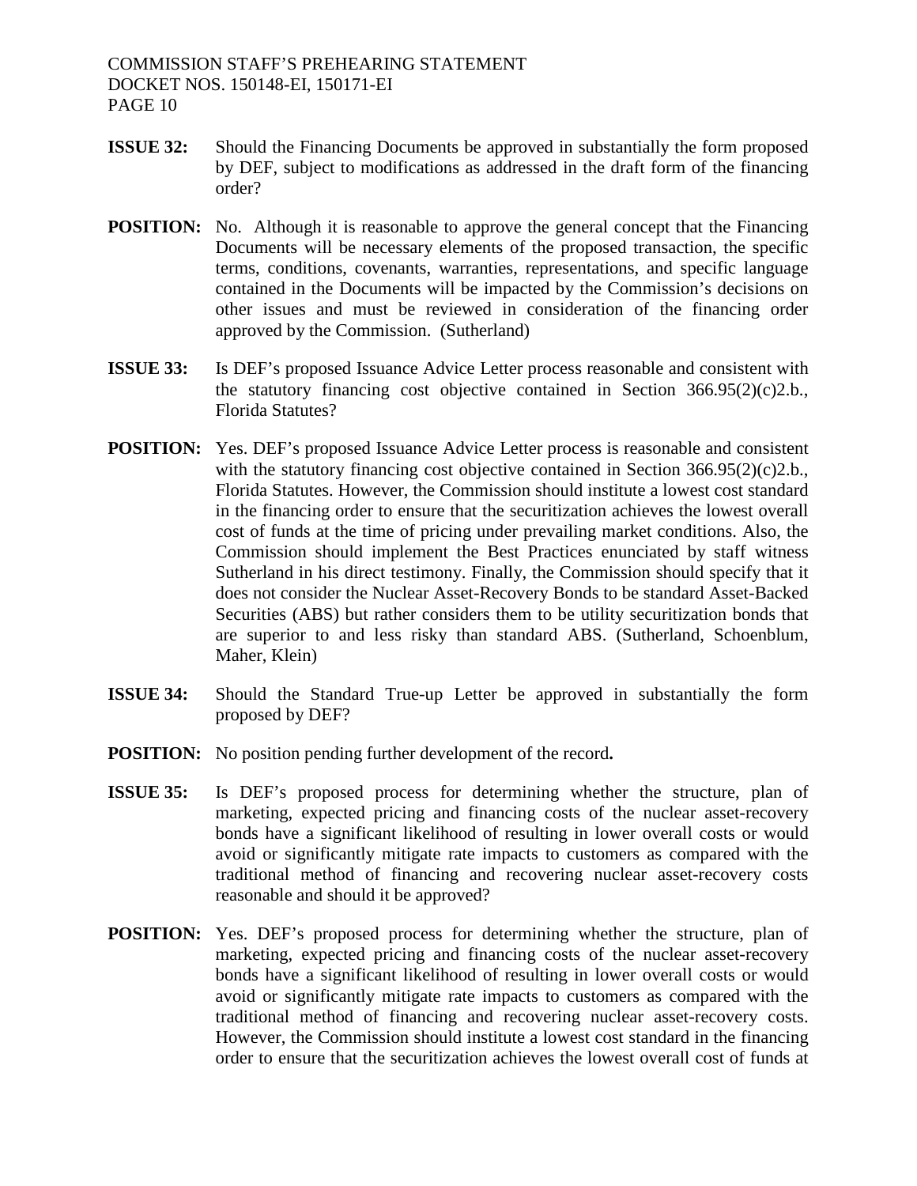**ISSUE 32:** Should the Financing Documents be approved in substantially the form proposed by DEF, subject to modifications as addressed in the draft form of the financing order?

**POSITION:** No. Although it is reasonable to approve the general concept that the Financing Documents will be necessary elements of the proposed transaction, the specific terms, conditions, covenants, warranties, representations, and specific language contained in the Documents will be impacted by the Commission's decisions on other issues and must be reviewed in consideration of the financing order approved by the Commission. (Sutherland)

**ISSUE 33:** Is DEF's proposed Issuance Advice Letter process reasonable and consistent with the statutory financing cost objective contained in Section 366.95(2)(c)2.b., Florida Statutes?

**POSITION:** Yes. DEF's proposed Issuance Advice Letter process is reasonable and consistent with the statutory financing cost objective contained in Section 366.95(2)(c)2.b., Florida Statutes. However, the Commission should institute a lowest cost standard in the financing order to ensure that the securitization achieves the lowest overall cost of funds at the time of pricing under prevailing market conditions. Also, the Commission should implement the Best Practices enunciated by staff witness Sutherland in his direct testimony. Finally, the Commission should specify that it does not consider the Nuclear Asset-Recovery Bonds to be standard Asset-Backed Securities (ABS) but rather considers them to be utility securitization bonds that are superior to and less risky than standard ABS. (Sutherland, Schoenblum, Maher, Klein)

**ISSUE 34:** Should the Standard True-up Letter be approved in substantially the form proposed by DEF?

**POSITION:** No position pending further development of the record**.**

**ISSUE 35:** Is DEF's proposed process for determining whether the structure, plan of marketing, expected pricing and financing costs of the nuclear asset-recovery bonds have a significant likelihood of resulting in lower overall costs or would avoid or significantly mitigate rate impacts to customers as compared with the traditional method of financing and recovering nuclear asset-recovery costs reasonable and should it be approved?

**POSITION:** Yes. DEF's proposed process for determining whether the structure, plan of marketing, expected pricing and financing costs of the nuclear asset-recovery bonds have a significant likelihood of resulting in lower overall costs or would avoid or significantly mitigate rate impacts to customers as compared with the traditional method of financing and recovering nuclear asset-recovery costs. However, the Commission should institute a lowest cost standard in the financing order to ensure that the securitization achieves the lowest overall cost of funds at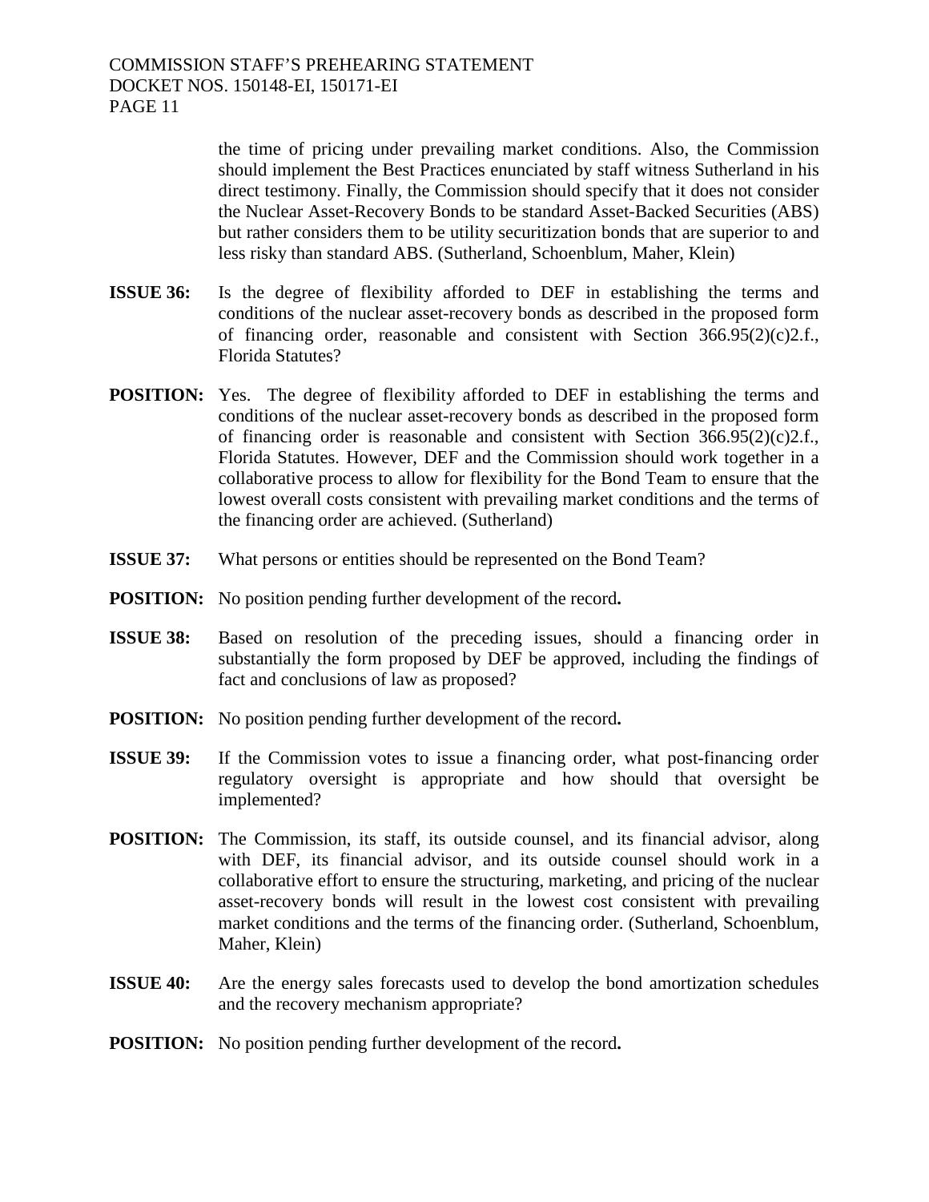the time of pricing under prevailing market conditions. Also, the Commission should implement the Best Practices enunciated by staff witness Sutherland in his direct testimony. Finally, the Commission should specify that it does not consider the Nuclear Asset-Recovery Bonds to be standard Asset-Backed Securities (ABS) but rather considers them to be utility securitization bonds that are superior to and less risky than standard ABS. (Sutherland, Schoenblum, Maher, Klein)

**ISSUE 36:** Is the degree of flexibility afforded to DEF in establishing the terms and conditions of the nuclear asset-recovery bonds as described in the proposed form of financing order, reasonable and consistent with Section 366.95(2)(c)2.f., Florida Statutes?

**POSITION:** Yes. The degree of flexibility afforded to DEF in establishing the terms and conditions of the nuclear asset-recovery bonds as described in the proposed form of financing order is reasonable and consistent with Section 366.95(2)(c)2.f., Florida Statutes. However, DEF and the Commission should work together in a collaborative process to allow for flexibility for the Bond Team to ensure that the lowest overall costs consistent with prevailing market conditions and the terms of the financing order are achieved. (Sutherland)

**ISSUE 37:** What persons or entities should be represented on the Bond Team?

**POSITION:** No position pending further development of the record**.**

**ISSUE 38:** Based on resolution of the preceding issues, should a financing order in substantially the form proposed by DEF be approved, including the findings of fact and conclusions of law as proposed?

**POSITION:** No position pending further development of the record**.**

**ISSUE 39:** If the Commission votes to issue a financing order, what post-financing order regulatory oversight is appropriate and how should that oversight be implemented?

**POSITION:** The Commission, its staff, its outside counsel, and its financial advisor, along with DEF, its financial advisor, and its outside counsel should work in a collaborative effort to ensure the structuring, marketing, and pricing of the nuclear asset-recovery bonds will result in the lowest cost consistent with prevailing market conditions and the terms of the financing order. (Sutherland, Schoenblum, Maher, Klein)

**ISSUE 40:** Are the energy sales forecasts used to develop the bond amortization schedules and the recovery mechanism appropriate?

**POSITION:** No position pending further development of the record**.**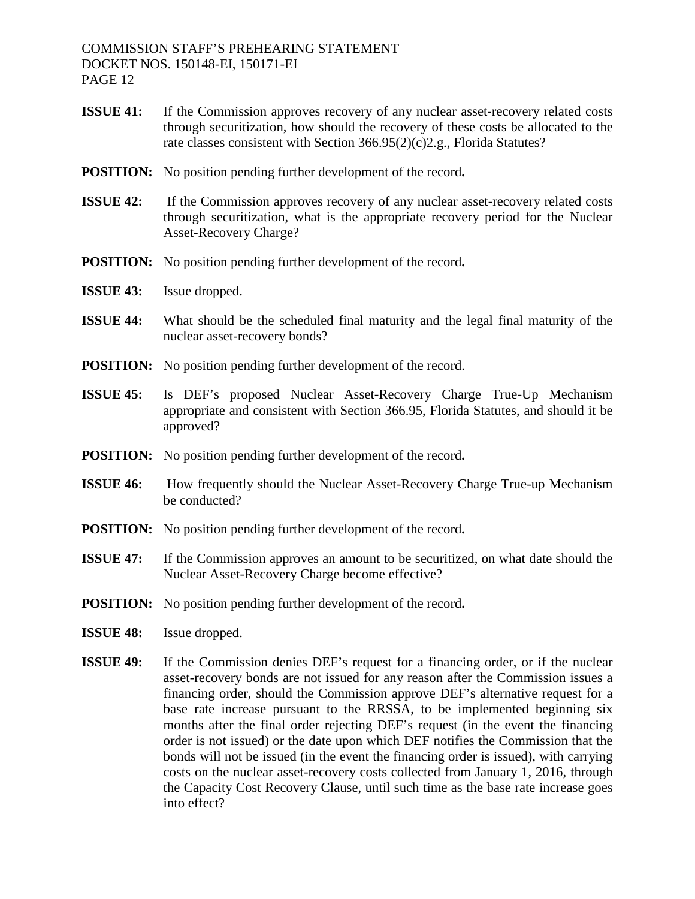**ISSUE 41:** If the Commission approves recovery of any nuclear asset-recovery related costs through securitization, how should the recovery of these costs be allocated to the rate classes consistent with Section 366.95(2)(c)2.g., Florida Statutes?

**POSITION:** No position pending further development of the record**.**

**ISSUE 42:** If the Commission approves recovery of any nuclear asset-recovery related costs through securitization, what is the appropriate recovery period for the Nuclear Asset-Recovery Charge?

**POSITION:** No position pending further development of the record**.**

**ISSUE 43:** Issue dropped.

**ISSUE 44:** What should be the scheduled final maturity and the legal final maturity of the nuclear asset-recovery bonds?

**POSITION:** No position pending further development of the record.

**ISSUE 45:** Is DEF's proposed Nuclear Asset-Recovery Charge True-Up Mechanism appropriate and consistent with Section 366.95, Florida Statutes, and should it be approved?

**POSITION:** No position pending further development of the record**.**

**ISSUE 46:** How frequently should the Nuclear Asset-Recovery Charge True-up Mechanism be conducted?

**POSITION:** No position pending further development of the record**.**

**ISSUE 47:** If the Commission approves an amount to be securitized, on what date should the Nuclear Asset-Recovery Charge become effective?

**POSITION:** No position pending further development of the record**.**

**ISSUE 48:** Issue dropped.

**ISSUE 49:** If the Commission denies DEF's request for a financing order, or if the nuclear asset-recovery bonds are not issued for any reason after the Commission issues a financing order, should the Commission approve DEF's alternative request for a base rate increase pursuant to the RRSSA, to be implemented beginning six months after the final order rejecting DEF's request (in the event the financing order is not issued) or the date upon which DEF notifies the Commission that the bonds will not be issued (in the event the financing order is issued), with carrying costs on the nuclear asset-recovery costs collected from January 1, 2016, through the Capacity Cost Recovery Clause, until such time as the base rate increase goes into effect?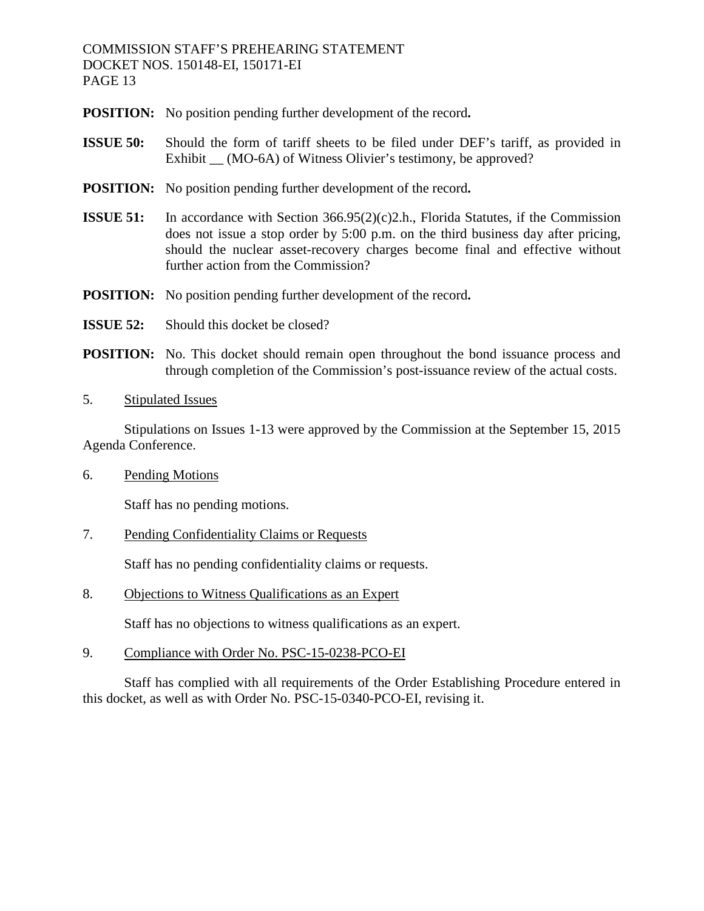**POSITION:** No position pending further development of the record**.**

**ISSUE 50:** Should the form of tariff sheets to be filed under DEF's tariff, as provided in Exhibit __ (MO-6A) of Witness Olivier's testimony, be approved?

**POSITION:** No position pending further development of the record**.**

**ISSUE 51:** In accordance with Section 366.95(2)(c)2.h., Florida Statutes, if the Commission does not issue a stop order by 5:00 p.m. on the third business day after pricing, should the nuclear asset-recovery charges become final and effective without further action from the Commission?

**POSITION:** No position pending further development of the record**.**

**ISSUE 52:** Should this docket be closed?

**POSITION:** No. This docket should remain open throughout the bond issuance process and through completion of the Commission's post-issuance review of the actual costs.

5. Stipulated Issues

Stipulations on Issues 1-13 were approved by the Commission at the September 15, 2015 Agenda Conference.

6. Pending Motions

Staff has no pending motions.

7. Pending Confidentiality Claims or Requests

Staff has no pending confidentiality claims or requests.

8. Objections to Witness Qualifications as an Expert

Staff has no objections to witness qualifications as an expert.

9. Compliance with Order No. PSC-15-0238-PCO-EI

Staff has complied with all requirements of the Order Establishing Procedure entered in this docket, as well as with Order No. PSC-15-0340-PCO-EI, revising it.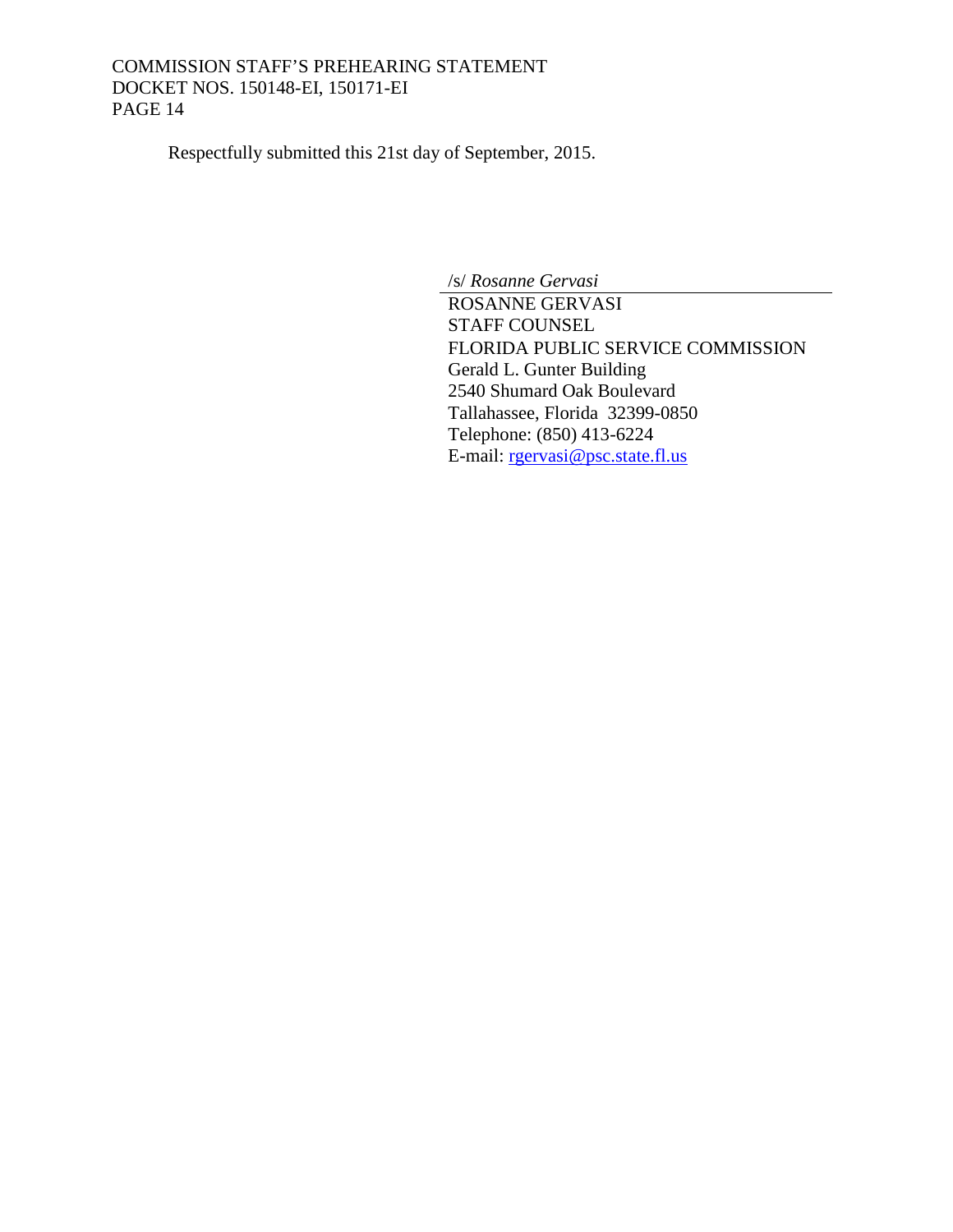Respectfully submitted this 21st day of September, 2015.

/s/ *Rosanne Gervasi*
ROSANNE GERVASI
STAFF COUNSEL
FLORIDA PUBLIC SERVICE COMMISSION
Gerald L. Gunter Building
2540 Shumard Oak Boulevard
Tallahassee, Florida 32399-0850
Telephone: (850) 413-6224
E-mail: rgervasi@psc.state.fl.us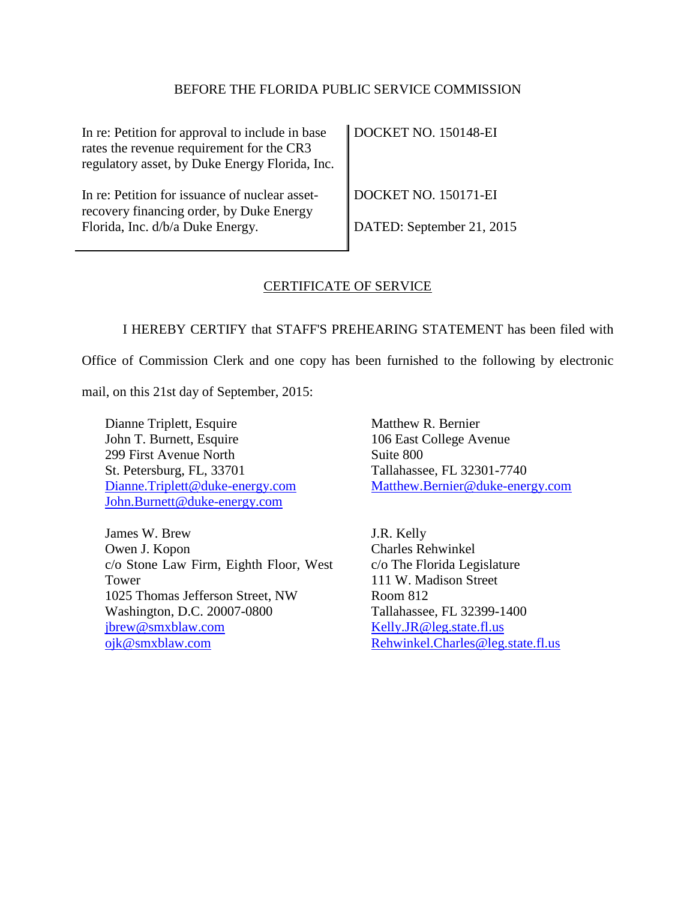BEFORE THE FLORIDA PUBLIC SERVICE COMMISSION

| | |
|---|---|
| In re: Petition for approval to include in base rates the revenue requirement for the CR3 regulatory asset, by Duke Energy Florida, Inc. | DOCKET NO. 150148-EI |
| In re: Petition for issuance of nuclear asset-recovery financing order, by Duke Energy Florida, Inc. d/b/a Duke Energy. | DOCKET NO. 150171-EI<br><br>DATED: September 21, 2015 |

<u>CERTIFICATE OF SERVICE</u>

I HEREBY CERTIFY that STAFF'S PREHEARING STATEMENT has been filed with Office of Commission Clerk and one copy has been furnished to the following by electronic mail, on this 21st day of September, 2015:

Dianne Triplett, Esquire
John T. Burnett, Esquire
299 First Avenue North
St. Petersburg, FL, 33701
Dianne.Triplett@duke-energy.com
John.Burnett@duke-energy.com

Matthew R. Bernier
106 East College Avenue
Suite 800
Tallahassee, FL 32301-7740
Matthew.Bernier@duke-energy.com

James W. Brew
Owen J. Kopon
c/o Stone Law Firm, Eighth Floor, West Tower
1025 Thomas Jefferson Street, NW
Washington, D.C. 20007-0800
jbrew@smxblaw.com
ojk@smxblaw.com

J.R. Kelly
Charles Rehwinkel
c/o The Florida Legislature
111 W. Madison Street
Room 812
Tallahassee, FL 32399-1400
Kelly.JR@leg.state.fl.us
Rehwinkel.Charles@leg.state.fl.us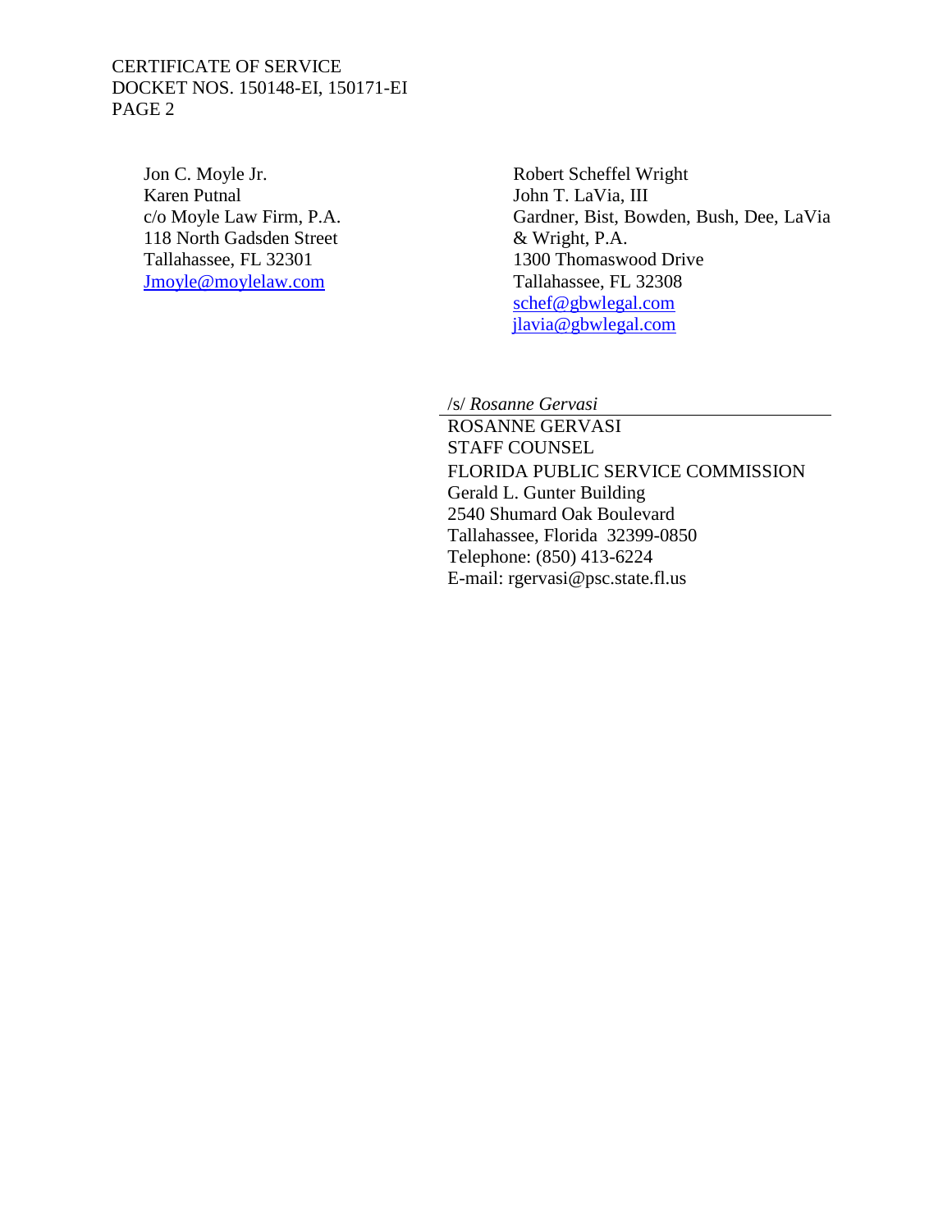Jon C. Moyle Jr.
Karen Putnal
c/o Moyle Law Firm, P.A.
118 North Gadsden Street
Tallahassee, FL 32301
Jmoyle@moylelaw.com

Robert Scheffel Wright
John T. LaVia, III
Gardner, Bist, Bowden, Bush, Dee, LaVia & Wright, P.A.
1300 Thomaswood Drive
Tallahassee, FL 32308
schef@gbwlegal.com
jlavia@gbwlegal.com

/s/ *Rosanne Gervasi*
ROSANNE GERVASI
STAFF COUNSEL
FLORIDA PUBLIC SERVICE COMMISSION
Gerald L. Gunter Building
2540 Shumard Oak Boulevard
Tallahassee, Florida 32399-0850
Telephone: (850) 413-6224
E-mail: rgervasi@psc.state.fl.us